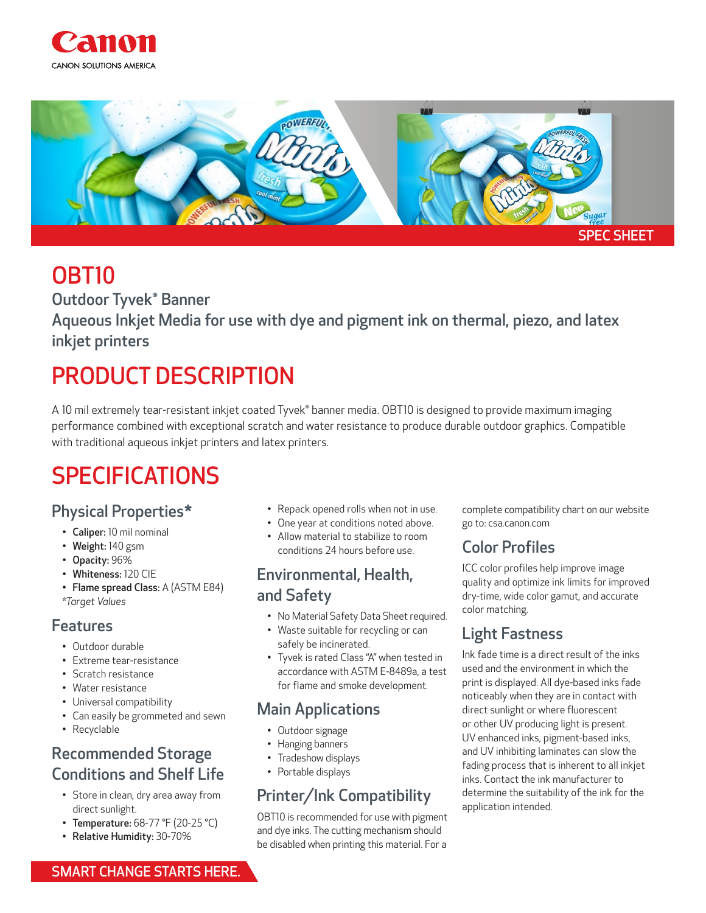Canon

CANON SOLUTIONS AMERICA

SPEC SHEET

# OBT10

## Outdoor Tyvek® Banner

## Aqueous Inkjet Media for use with dye and pigment ink on thermal, piezo, and latex inkjet printers

# PRODUCT DESCRIPTION

A 10 mil extremely tear-resistant inkjet coated Tyvek® banner media. OBT10 is designed to provide maximum imaging performance combined with exceptional scratch and water resistance to produce durable outdoor graphics. Compatible with traditional aqueous inkjet printers and latex printers.

# SPECIFICATIONS

## Physical Properties*

- **Caliper:** 10 mil nominal
- **Weight:** 140 gsm
- **Opacity:** 96%
- **Whiteness:** 120 CIE
- **Flame spread Class:** A (ASTM E84)

*Target Values*

## Features

- Outdoor durable
- Extreme tear-resistance
- Scratch resistance
- Water resistance
- Universal compatibility
- Can easily be grommeted and sewn
- Recyclable

## Recommended Storage Conditions and Shelf Life

- Store in clean, dry area away from direct sunlight.
- **Temperature:** 68-77 °F (20-25 °C)
- **Relative Humidity:** 30-70%
- Repack opened rolls when not in use.
- One year at conditions noted above.
- Allow material to stabilize to room conditions 24 hours before use.

## Environmental, Health, and Safety

- No Material Safety Data Sheet required.
- Waste suitable for recycling or can safely be incinerated.
- Tyvek is rated Class "A" when tested in accordance with ASTM E-8489a, a test for flame and smoke development.

## Main Applications

- Outdoor signage
- Hanging banners
- Tradeshow displays
- Portable displays

## Printer/Ink Compatibility

OBT10 is recommended for use with pigment and dye inks. The cutting mechanism should be disabled when printing this material. For a complete compatibility chart on our website go to: csa.canon.com

## Color Profiles

ICC color profiles help improve image quality and optimize ink limits for improved dry-time, wide color gamut, and accurate color matching.

## Light Fastness

Ink fade time is a direct result of the inks used and the environment in which the print is displayed. All dye-based inks fade noticeably when they are in contact with direct sunlight or where fluorescent or other UV producing light is present. UV enhanced inks, pigment-based inks, and UV inhibiting laminates can slow the fading process that is inherent to all inkjet inks. Contact the ink manufacturer to determine the suitability of the ink for the application intended.

SMART CHANGE STARTS HERE.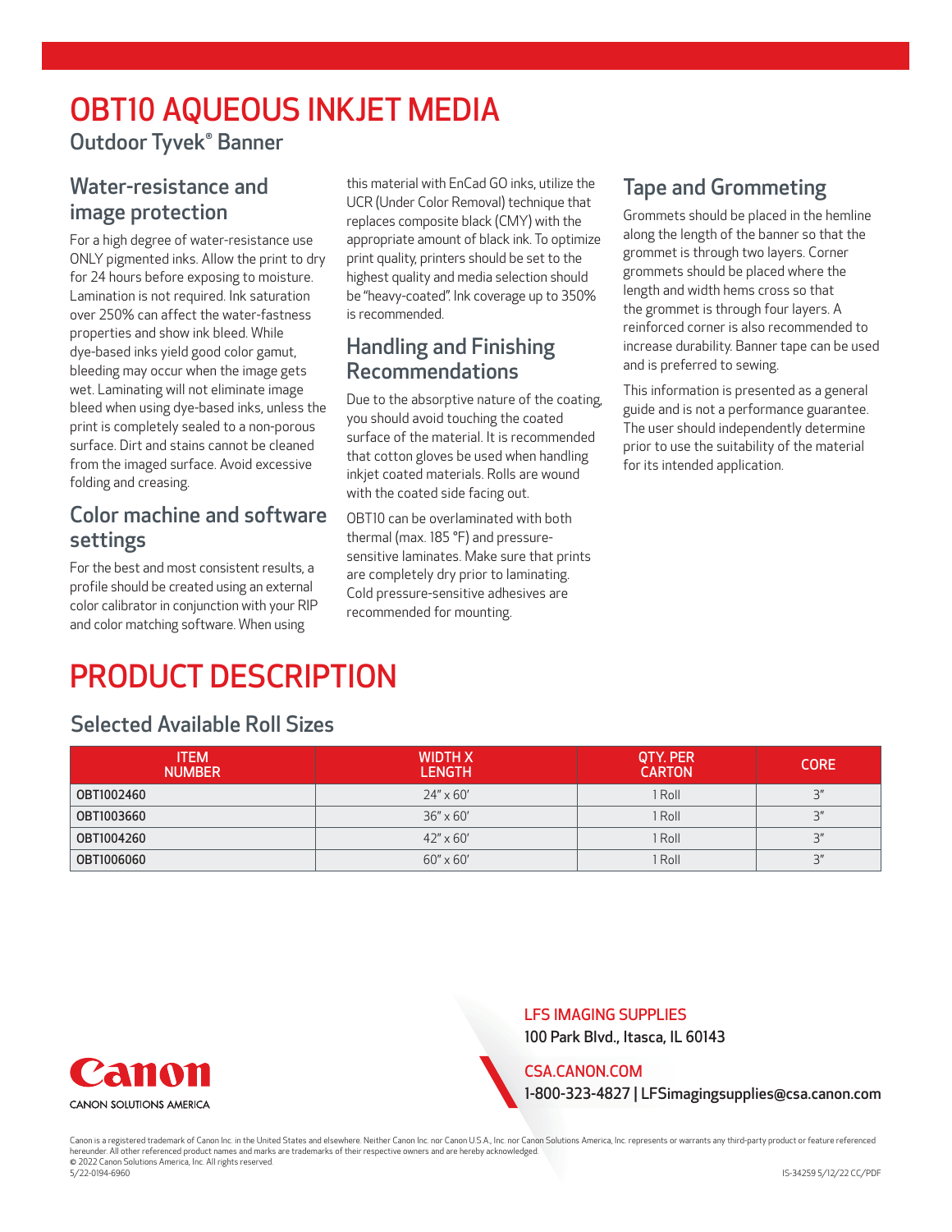# OBT10 AQUEOUS INKJET MEDIA

Outdoor Tyvek® Banner

## Water-resistance and image protection

For a high degree of water-resistance use ONLY pigmented inks. Allow the print to dry for 24 hours before exposing to moisture. Lamination is not required. Ink saturation over 250% can affect the water-fastness properties and show ink bleed. While dye-based inks yield good color gamut, bleeding may occur when the image gets wet. Laminating will not eliminate image bleed when using dye-based inks, unless the print is completely sealed to a non-porous surface. Dirt and stains cannot be cleaned from the imaged surface. Avoid excessive folding and creasing.

## Color machine and software settings

For the best and most consistent results, a profile should be created using an external color calibrator in conjunction with your RIP and color matching software. When using this material with EnCad GO inks, utilize the UCR (Under Color Removal) technique that replaces composite black (CMY) with the appropriate amount of black ink. To optimize print quality, printers should be set to the highest quality and media selection should be "heavy-coated". Ink coverage up to 350% is recommended.

## Handling and Finishing Recommendations

Due to the absorptive nature of the coating, you should avoid touching the coated surface of the material. It is recommended that cotton gloves be used when handling inkjet coated materials. Rolls are wound with the coated side facing out.

OBT10 can be overlaminated with both thermal (max. 185 °F) and pressure-sensitive laminates. Make sure that prints are completely dry prior to laminating. Cold pressure-sensitive adhesives are recommended for mounting.

## Tape and Grommeting

Grommets should be placed in the hemline along the length of the banner so that the grommet is through two layers. Corner grommets should be placed where the length and width hems cross so that the grommet is through four layers. A reinforced corner is also recommended to increase durability. Banner tape can be used and is preferred to sewing.

This information is presented as a general guide and is not a performance guarantee. The user should independently determine prior to use the suitability of the material for its intended application.

# PRODUCT DESCRIPTION

## Selected Available Roll Sizes

| ITEM NUMBER | WIDTH X LENGTH | QTY. PER CARTON | CORE |
|---|---|---|---|
| OBT1002460 | 24" x 60' | 1 Roll | 3" |
| OBT1003660 | 36" x 60' | 1 Roll | 3" |
| OBT1004260 | 42" x 60' | 1 Roll | 3" |
| OBT1006060 | 60" x 60' | 1 Roll | 3" |

Canon

CANON SOLUTIONS AMERICA

LFS IMAGING SUPPLIES

100 Park Blvd., Itasca, IL 60143

CSA.CANON.COM

1-800-323-4827 | LFSimagingsupplies@csa.canon.com

Canon is a registered trademark of Canon Inc. in the United States and elsewhere. Neither Canon Inc. nor Canon U.S.A., Inc. nor Canon Solutions America, Inc. represents or warrants any third-party product or feature referenced hereunder. All other referenced product names and marks are trademarks of their respective owners and are hereby acknowledged.
© 2022 Canon Solutions America, Inc. All rights reserved.
5/22-0194-6960

IS-34259 5/12/22 CC/PDF